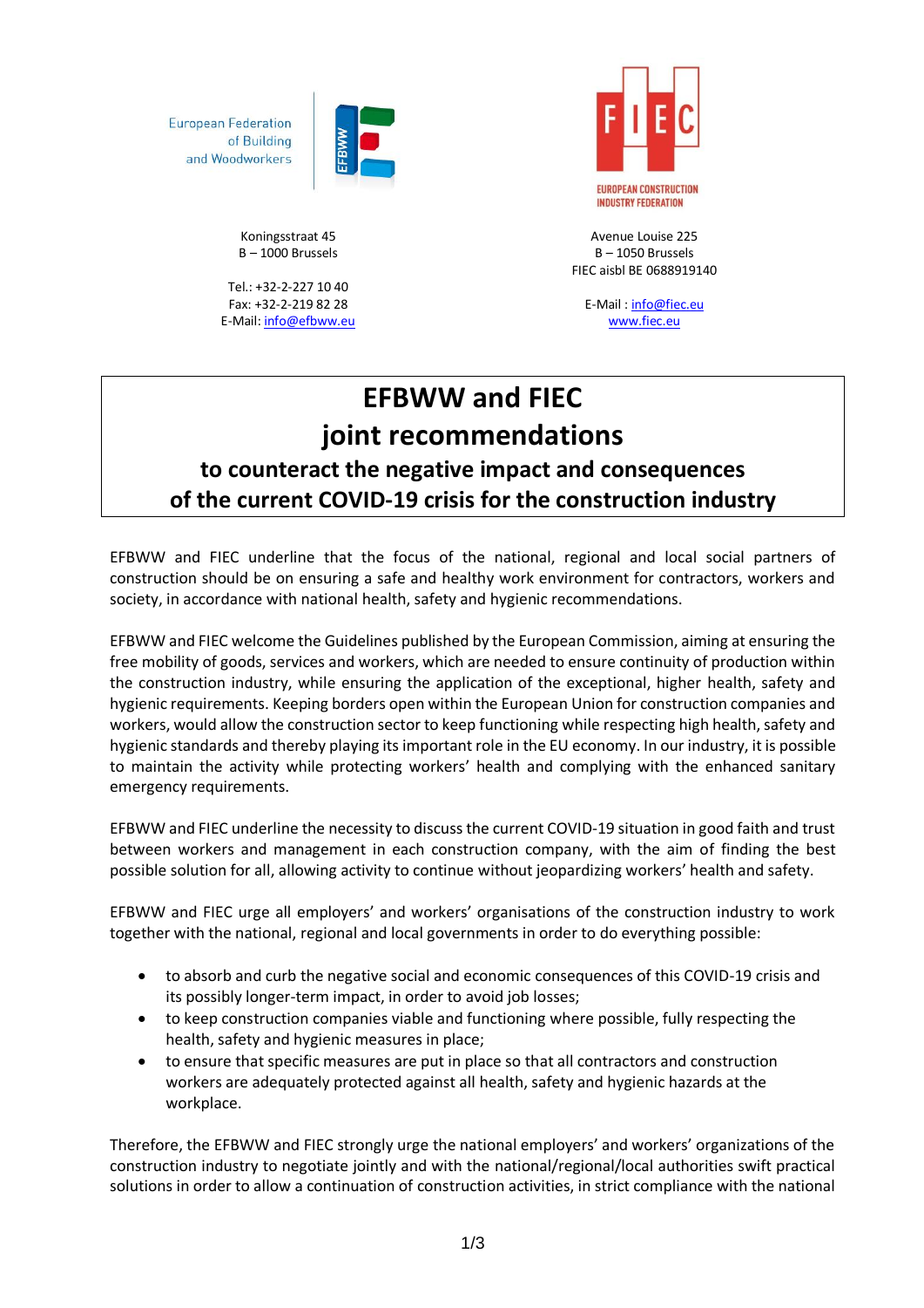European Federation of Building and Woodworkers

Koningsstraat 45
B – 1000 Brussels

Tel.: +32-2-227 10 40
Fax: +32-2-219 82 28
E-Mail: info@efbww.eu

EUROPEAN CONSTRUCTION INDUSTRY FEDERATION

Avenue Louise 225
B – 1050 Brussels
FIEC aisbl BE 0688919140

E-Mail : info@fiec.eu
www.fiec.eu

# EFBWW and FIEC joint recommendations

## to counteract the negative impact and consequences of the current COVID-19 crisis for the construction industry

EFBWW and FIEC underline that the focus of the national, regional and local social partners of construction should be on ensuring a safe and healthy work environment for contractors, workers and society, in accordance with national health, safety and hygienic recommendations.

EFBWW and FIEC welcome the Guidelines published by the European Commission, aiming at ensuring the free mobility of goods, services and workers, which are needed to ensure continuity of production within the construction industry, while ensuring the application of the exceptional, higher health, safety and hygienic requirements. Keeping borders open within the European Union for construction companies and workers, would allow the construction sector to keep functioning while respecting high health, safety and hygienic standards and thereby playing its important role in the EU economy. In our industry, it is possible to maintain the activity while protecting workers' health and complying with the enhanced sanitary emergency requirements.

EFBWW and FIEC underline the necessity to discuss the current COVID-19 situation in good faith and trust between workers and management in each construction company, with the aim of finding the best possible solution for all, allowing activity to continue without jeopardizing workers' health and safety.

EFBWW and FIEC urge all employers' and workers' organisations of the construction industry to work together with the national, regional and local governments in order to do everything possible:

- to absorb and curb the negative social and economic consequences of this COVID-19 crisis and its possibly longer-term impact, in order to avoid job losses;
- to keep construction companies viable and functioning where possible, fully respecting the health, safety and hygienic measures in place;
- to ensure that specific measures are put in place so that all contractors and construction workers are adequately protected against all health, safety and hygienic hazards at the workplace.

Therefore, the EFBWW and FIEC strongly urge the national employers' and workers' organizations of the construction industry to negotiate jointly and with the national/regional/local authorities swift practical solutions in order to allow a continuation of construction activities, in strict compliance with the national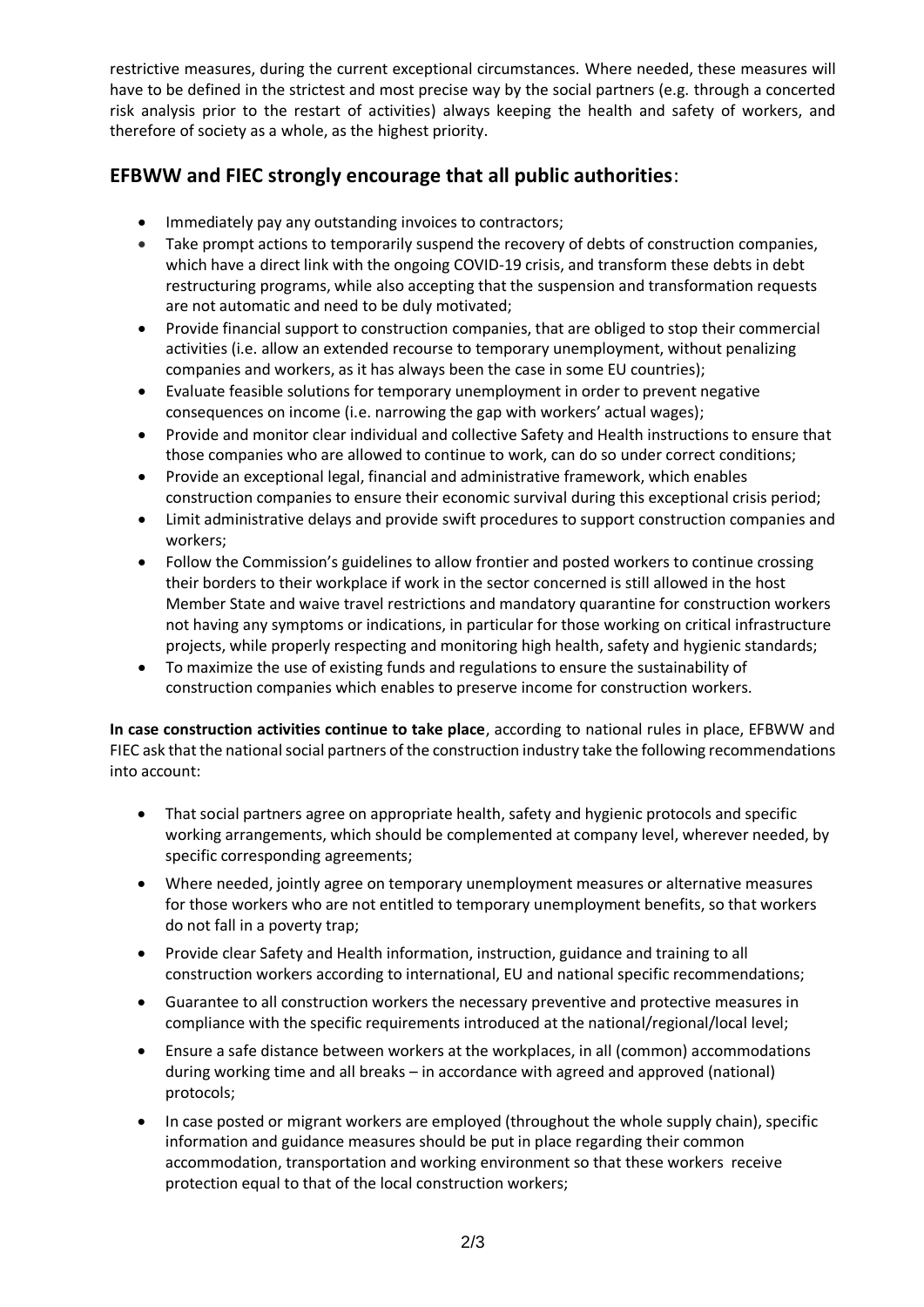restrictive measures, during the current exceptional circumstances. Where needed, these measures will have to be defined in the strictest and most precise way by the social partners (e.g. through a concerted risk analysis prior to the restart of activities) always keeping the health and safety of workers, and therefore of society as a whole, as the highest priority.

## EFBWW and FIEC strongly encourage that all public authorities:

- Immediately pay any outstanding invoices to contractors;
- Take prompt actions to temporarily suspend the recovery of debts of construction companies, which have a direct link with the ongoing COVID-19 crisis, and transform these debts in debt restructuring programs, while also accepting that the suspension and transformation requests are not automatic and need to be duly motivated;
- Provide financial support to construction companies, that are obliged to stop their commercial activities (i.e. allow an extended recourse to temporary unemployment, without penalizing companies and workers, as it has always been the case in some EU countries);
- Evaluate feasible solutions for temporary unemployment in order to prevent negative consequences on income (i.e. narrowing the gap with workers' actual wages);
- Provide and monitor clear individual and collective Safety and Health instructions to ensure that those companies who are allowed to continue to work, can do so under correct conditions;
- Provide an exceptional legal, financial and administrative framework, which enables construction companies to ensure their economic survival during this exceptional crisis period;
- Limit administrative delays and provide swift procedures to support construction companies and workers;
- Follow the Commission's guidelines to allow frontier and posted workers to continue crossing their borders to their workplace if work in the sector concerned is still allowed in the host Member State and waive travel restrictions and mandatory quarantine for construction workers not having any symptoms or indications, in particular for those working on critical infrastructure projects, while properly respecting and monitoring high health, safety and hygienic standards;
- To maximize the use of existing funds and regulations to ensure the sustainability of construction companies which enables to preserve income for construction workers.

**In case construction activities continue to take place**, according to national rules in place, EFBWW and FIEC ask that the national social partners of the construction industry take the following recommendations into account:

- That social partners agree on appropriate health, safety and hygienic protocols and specific working arrangements, which should be complemented at company level, wherever needed, by specific corresponding agreements;
- Where needed, jointly agree on temporary unemployment measures or alternative measures for those workers who are not entitled to temporary unemployment benefits, so that workers do not fall in a poverty trap;
- Provide clear Safety and Health information, instruction, guidance and training to all construction workers according to international, EU and national specific recommendations;
- Guarantee to all construction workers the necessary preventive and protective measures in compliance with the specific requirements introduced at the national/regional/local level;
- Ensure a safe distance between workers at the workplaces, in all (common) accommodations during working time and all breaks – in accordance with agreed and approved (national) protocols;
- In case posted or migrant workers are employed (throughout the whole supply chain), specific information and guidance measures should be put in place regarding their common accommodation, transportation and working environment so that these workers receive protection equal to that of the local construction workers;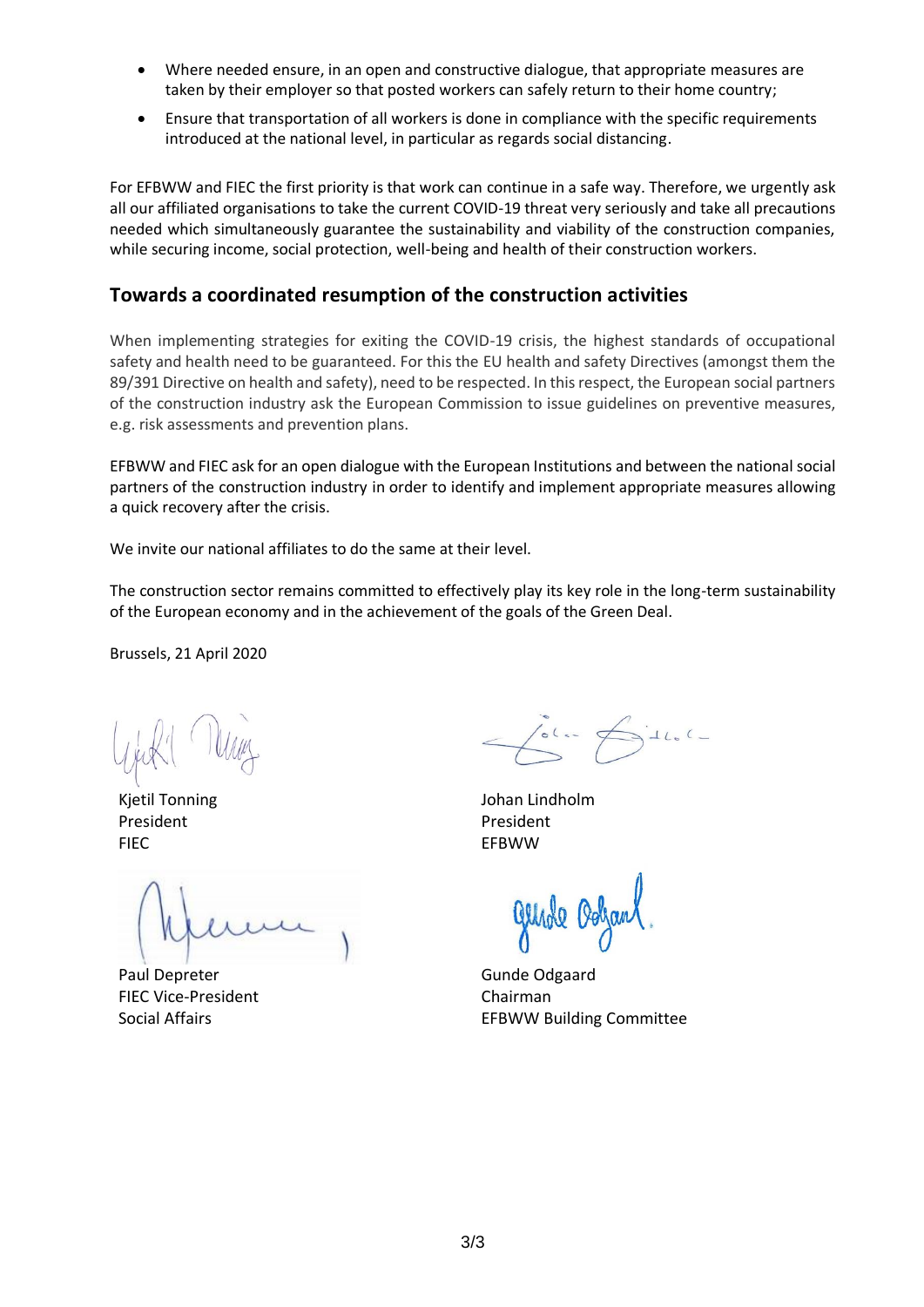- Where needed ensure, in an open and constructive dialogue, that appropriate measures are taken by their employer so that posted workers can safely return to their home country;
- Ensure that transportation of all workers is done in compliance with the specific requirements introduced at the national level, in particular as regards social distancing.

For EFBWW and FIEC the first priority is that work can continue in a safe way. Therefore, we urgently ask all our affiliated organisations to take the current COVID-19 threat very seriously and take all precautions needed which simultaneously guarantee the sustainability and viability of the construction companies, while securing income, social protection, well-being and health of their construction workers.

## Towards a coordinated resumption of the construction activities

When implementing strategies for exiting the COVID-19 crisis, the highest standards of occupational safety and health need to be guaranteed. For this the EU health and safety Directives (amongst them the 89/391 Directive on health and safety), need to be respected. In this respect, the European social partners of the construction industry ask the European Commission to issue guidelines on preventive measures, e.g. risk assessments and prevention plans.

EFBWW and FIEC ask for an open dialogue with the European Institutions and between the national social partners of the construction industry in order to identify and implement appropriate measures allowing a quick recovery after the crisis.

We invite our national affiliates to do the same at their level.

The construction sector remains committed to effectively play its key role in the long-term sustainability of the European economy and in the achievement of the goals of the Green Deal.

Brussels, 21 April 2020

Kjetil Tonning
President
FIEC

Johan Lindholm
President
EFBWW

Paul Depreter
FIEC Vice-President
Social Affairs

Gunde Odgaard
Chairman
EFBWW Building Committee